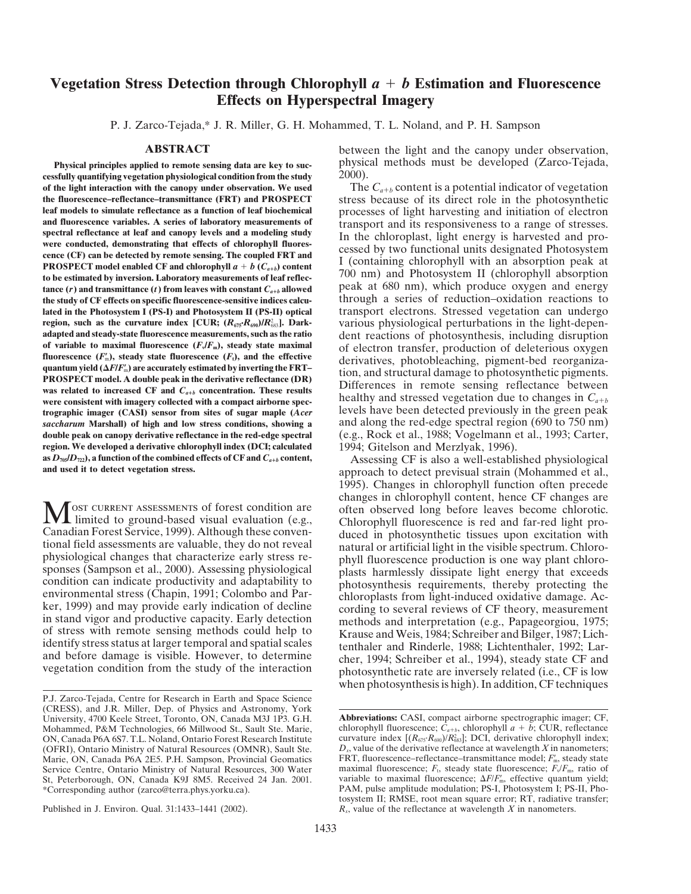# Vegetation Stress Detection through Chlorophyll $a + b$ Estimation and Fluorescence Effects on Hyperspectral Imagery

P. J. Zarco-Tejada,* J. R. Miller, G. H. Mohammed, T. L. Noland, and P. H. Sampson

## ABSTRACT

**Physical principles applied to remote sensing data are key to successfully quantifying vegetation physiological condition from the study of the light interaction with the canopy under observation. We used the fluorescence–reflectance–transmittance (FRT) and PROSPECT leaf models to simulate reflectance as a function of leaf biochemical and fluorescence variables. A series of laboratory measurements of spectral reflectance at leaf and canopy levels and a modeling study were conducted, demonstrating that effects of chlorophyll fluorescence (CF) can be detected by remote sensing. The coupled FRT and PROSPECT model enabled CF and chlorophyll $a + b$ ($C_{a+b}$) content to be estimated by inversion. Laboratory measurements of leaf reflectance ($r$) and transmittance ($t$) from leaves with constant $C_{a+b}$ allowed the study of CF effects on specific fluorescence-sensitive indices calculated in the Photosystem I (PS-I) and Photosystem II (PS-II) optical region, such as the curvature index [CUR; $(R_{675} \cdot R_{690})/R_{683}^2$]. Dark-adapted and steady-state fluorescence measurements, such as the ratio of variable to maximal fluorescence ($F_v/F_m$), steady state maximal fluorescence ($F'_m$), steady state fluorescence ($F_t$), and the effective quantum yield ($\Delta F/F'_m$) are accurately estimated by inverting the FRT–PROSPECT model. A double peak in the derivative reflectance (DR) was related to increased CF and $C_{a+b}$ concentration. These results were consistent with imagery collected with a compact airborne spectrographic imager (CASI) sensor from sites of sugar maple (*Acer saccharum* Marshall) of high and low stress conditions, showing a double peak on canopy derivative reflectance in the red-edge spectral region. We developed a derivative chlorophyll index (DCI; calculated as $D_{705}/D_{722}$), a function of the combined effects of CF and $C_{a+b}$ content, and used it to detect vegetation stress.**

MOST CURRENT ASSESSMENTS of forest condition are limited to ground-based visual evaluation (e.g., Canadian Forest Service, 1999). Although these conventional field assessments are valuable, they do not reveal physiological changes that characterize early stress responses (Sampson et al., 2000). Assessing physiological condition can indicate productivity and adaptability to environmental stress (Chapin, 1991; Colombo and Parker, 1999) and may provide early indication of decline in stand vigor and productive capacity. Early detection of stress with remote sensing methods could help to identify stress status at larger temporal and spatial scales and before damage is visible. However, to determine vegetation condition from the study of the interaction between the light and the canopy under observation, physical methods must be developed (Zarco-Tejada, 2000).

The $C_{a+b}$ content is a potential indicator of vegetation stress because of its direct role in the photosynthetic processes of light harvesting and initiation of electron transport and its responsiveness to a range of stresses. In the chloroplast, light energy is harvested and processed by two functional units designated Photosystem I (containing chlorophyll with an absorption peak at 700 nm) and Photosystem II (chlorophyll absorption peak at 680 nm), which produce oxygen and energy through a series of reduction–oxidation reactions to transport electrons. Stressed vegetation can undergo various physiological perturbations in the light-dependent reactions of photosynthesis, including disruption of electron transfer, production of deleterious oxygen derivatives, photobleaching, pigment-bed reorganization, and structural damage to photosynthetic pigments. Differences in remote sensing reflectance between healthy and stressed vegetation due to changes in $C_{a+b}$ levels have been detected previously in the green peak and along the red-edge spectral region (690 to 750 nm) (e.g., Rock et al., 1988; Vogelmann et al., 1993; Carter, 1994; Gitelson and Merzlyak, 1996).

Assessing CF is also a well-established physiological approach to detect previsual strain (Mohammed et al., 1995). Changes in chlorophyll function often precede changes in chlorophyll content, hence CF changes are often observed long before leaves become chlorotic. Chlorophyll fluorescence is red and far-red light produced in photosynthetic tissues upon excitation with natural or artificial light in the visible spectrum. Chlorophyll fluorescence production is one way plant chloroplasts harmlessly dissipate light energy that exceeds photosynthesis requirements, thereby protecting the chloroplasts from light-induced oxidative damage. According to several reviews of CF theory, measurement methods and interpretation (e.g., Papageorgiou, 1975; Krause and Weis, 1984; Schreiber and Bilger, 1987; Lichtenthaler and Rinderle, 1988; Lichtenthaler, 1992; Larcher, 1994; Schreiber et al., 1994), steady state CF and photosynthetic rate are inversely related (i.e., CF is low when photosynthesis is high). In addition, CF techniques

---

P.J. Zarco-Tejada, Centre for Research in Earth and Space Science (CRESS), and J.R. Miller, Dep. of Physics and Astronomy, York University, 4700 Keele Street, Toronto, ON, Canada M3J 1P3. G.H. Mohammed, P&M Technologies, 66 Millwood St., Sault Ste. Marie, ON, Canada P6A 6S7. T.L. Noland, Ontario Forest Research Institute (OFRI), Ontario Ministry of Natural Resources (OMNR), Sault Ste. Marie, ON, Canada P6A 2E5. P.H. Sampson, Provincial Geomatics Service Centre, Ontario Ministry of Natural Resources, 300 Water St, Peterborough, ON, Canada K9J 8M5. Received 24 Jan. 2001. *Corresponding author (zarco@terra.phys.yorku.ca).

Published in J. Environ. Qual. 31:1433–1441 (2002).

**Abbreviations:** CASI, compact airborne spectrographic imager; CF, chlorophyll fluorescence; $C_{a+b}$, chlorophyll $a + b$; CUR, reflectance curvature index [$(R_{675} \cdot R_{690})/R_{683}^2$]; DCI, derivative chlorophyll index; $D_x$, value of the derivative reflectance at wavelength $X$ in nanometers; FRT, fluorescence–reflectance–transmittance model; $F'_m$, steady state maximal fluorescence; $F_t$, steady state fluorescence; $F_v/F_m$, ratio of variable to maximal fluorescence; $\Delta F/F'_m$, effective quantum yield; PAM, pulse amplitude modulation; PS-I, Photosystem I; PS-II, Photosystem II; RMSE, root mean square error; RT, radiative transfer; $R_x$, value of the reflectance at wavelength $X$ in nanometers.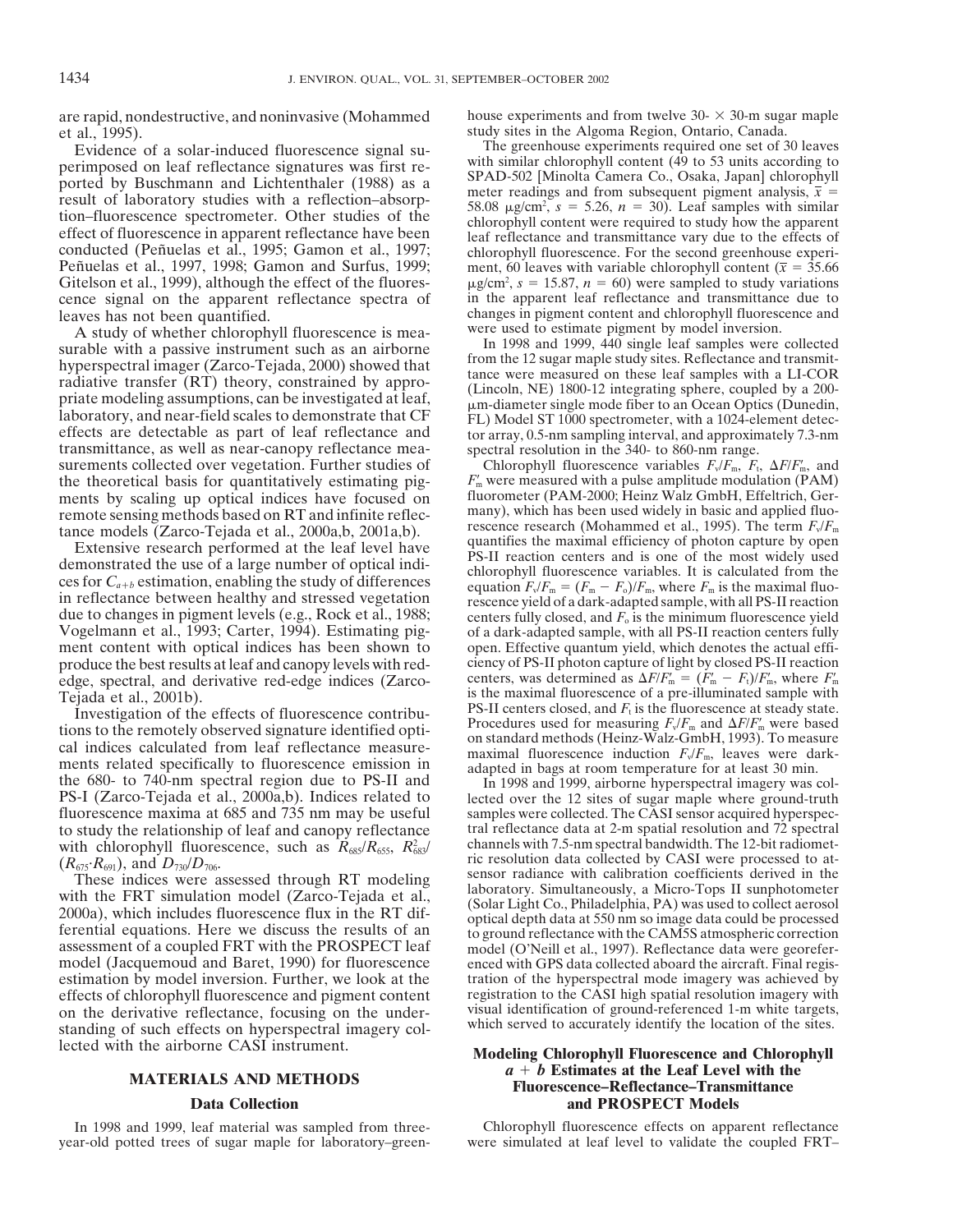are rapid, nondestructive, and noninvasive (Mohammed et al., 1995).

Evidence of a solar-induced fluorescence signal superimposed on leaf reflectance signatures was first reported by Buschmann and Lichtenthaler (1988) as a result of laboratory studies with a reflection–absorption–fluorescence spectrometer. Other studies of the effect of fluorescence in apparent reflectance have been conducted (Peñuelas et al., 1995; Gamon et al., 1997; Peñuelas et al., 1997, 1998; Gamon and Surfus, 1999; Gitelson et al., 1999), although the effect of the fluorescence signal on the apparent reflectance spectra of leaves has not been quantified.

A study of whether chlorophyll fluorescence is measurable with a passive instrument such as an airborne hyperspectral imager (Zarco-Tejada, 2000) showed that radiative transfer (RT) theory, constrained by appropriate modeling assumptions, can be investigated at leaf, laboratory, and near-field scales to demonstrate that CF effects are detectable as part of leaf reflectance and transmittance, as well as near-canopy reflectance measurements collected over vegetation. Further studies of the theoretical basis for quantitatively estimating pigments by scaling up optical indices have focused on remote sensing methods based on RT and infinite reflectance models (Zarco-Tejada et al., 2000a,b, 2001a,b).

Extensive research performed at the leaf level have demonstrated the use of a large number of optical indices for $C_{a+b}$ estimation, enabling the study of differences in reflectance between healthy and stressed vegetation due to changes in pigment levels (e.g., Rock et al., 1988; Vogelmann et al., 1993; Carter, 1994). Estimating pigment content with optical indices has been shown to produce the best results at leaf and canopy levels with red-edge, spectral, and derivative red-edge indices (Zarco-Tejada et al., 2001b).

Investigation of the effects of fluorescence contributions to the remotely observed signature identified optical indices calculated from leaf reflectance measurements related specifically to fluorescence emission in the 680- to 740-nm spectral region due to PS-II and PS-I (Zarco-Tejada et al., 2000a,b). Indices related to fluorescence maxima at 685 and 735 nm may be useful to study the relationship of leaf and canopy reflectance with chlorophyll fluorescence, such as $R_{685}/R_{655}$, $R^2_{683}/(R_{675}{\cdot}R_{691})$, and $D_{730}/D_{706}$.

These indices were assessed through RT modeling with the FRT simulation model (Zarco-Tejada et al., 2000a), which includes fluorescence flux in the RT differential equations. Here we discuss the results of an assessment of a coupled FRT with the PROSPECT leaf model (Jacquemoud and Baret, 1990) for fluorescence estimation by model inversion. Further, we look at the effects of chlorophyll fluorescence and pigment content on the derivative reflectance, focusing on the understanding of such effects on hyperspectral imagery collected with the airborne CASI instrument.

## MATERIALS AND METHODS

### Data Collection

In 1998 and 1999, leaf material was sampled from three-year-old potted trees of sugar maple for laboratory–greenhouse experiments and from twelve 30- × 30-m sugar maple study sites in the Algoma Region, Ontario, Canada.

The greenhouse experiments required one set of 30 leaves with similar chlorophyll content (49 to 53 units according to SPAD-502 [Minolta Camera Co., Osaka, Japan] chlorophyll meter readings and from subsequent pigment analysis, $\bar{x}$ = 58.08 μg/cm², $s$ = 5.26, $n$ = 30). Leaf samples with similar chlorophyll content were required to study how the apparent leaf reflectance and transmittance vary due to the effects of chlorophyll fluorescence. For the second greenhouse experiment, 60 leaves with variable chlorophyll content ($\bar{x}$ = 35.66 μg/cm², $s$ = 15.87, $n$ = 60) were sampled to study variations in the apparent leaf reflectance and transmittance due to changes in pigment content and chlorophyll fluorescence and were used to estimate pigment by model inversion.

In 1998 and 1999, 440 single leaf samples were collected from the 12 sugar maple study sites. Reflectance and transmittance were measured on these leaf samples with a LI-COR (Lincoln, NE) 1800-12 integrating sphere, coupled by a 200-μm-diameter single mode fiber to an Ocean Optics (Dunedin, FL) Model ST 1000 spectrometer, with a 1024-element detector array, 0.5-nm sampling interval, and approximately 7.3-nm spectral resolution in the 340- to 860-nm range.

Chlorophyll fluorescence variables $F_v/F_m$, $F_t$, $\Delta F/F'_m$, and $F'_m$ were measured with a pulse amplitude modulation (PAM) fluorometer (PAM-2000; Heinz Walz GmbH, Effeltrich, Germany), which has been used widely in basic and applied fluorescence research (Mohammed et al., 1995). The term $F_v/F_m$ quantifies the maximal efficiency of photon capture by open PS-II reaction centers and is one of the most widely used chlorophyll fluorescence variables. It is calculated from the equation $F_v/F_m = (F_m - F_o)/F_m$, where $F_m$ is the maximal fluorescence yield of a dark-adapted sample, with all PS-II reaction centers fully closed, and $F_o$ is the minimum fluorescence yield of a dark-adapted sample, with all PS-II reaction centers fully open. Effective quantum yield, which denotes the actual efficiency of PS-II photon capture of light by closed PS-II reaction centers, was determined as $\Delta F/F'_m = (F'_m - F_t)/F'_m$, where $F'_m$ is the maximal fluorescence of a pre-illuminated sample with PS-II centers closed, and $F_t$ is the fluorescence at steady state. Procedures used for measuring $F_v/F_m$ and $\Delta F/F'_m$ were based on standard methods (Heinz-Walz-GmbH, 1993). To measure maximal fluorescence induction $F_v/F_m$, leaves were dark-adapted in bags at room temperature for at least 30 min.

In 1998 and 1999, airborne hyperspectral imagery was collected over the 12 sites of sugar maple where ground-truth samples were collected. The CASI sensor acquired hyperspectral reflectance data at 2-m spatial resolution and 72 spectral channels with 7.5-nm spectral bandwidth. The 12-bit radiometric resolution data collected by CASI were processed to at-sensor radiance with calibration coefficients derived in the laboratory. Simultaneously, a Micro-Tops II sunphotometer (Solar Light Co., Philadelphia, PA) was used to collect aerosol optical depth data at 550 nm so image data could be processed to ground reflectance with the CAM5S atmospheric correction model (O'Neill et al., 1997). Reflectance data were georeferenced with GPS data collected aboard the aircraft. Final registration of the hyperspectral mode imagery was achieved by registration to the CASI high spatial resolution imagery with visual identification of ground-referenced 1-m white targets, which served to accurately identify the location of the sites.

### Modeling Chlorophyll Fluorescence and Chlorophyll $a + b$ Estimates at the Leaf Level with the Fluorescence–Reflectance–Transmittance and PROSPECT Models

Chlorophyll fluorescence effects on apparent reflectance were simulated at leaf level to validate the coupled FRT–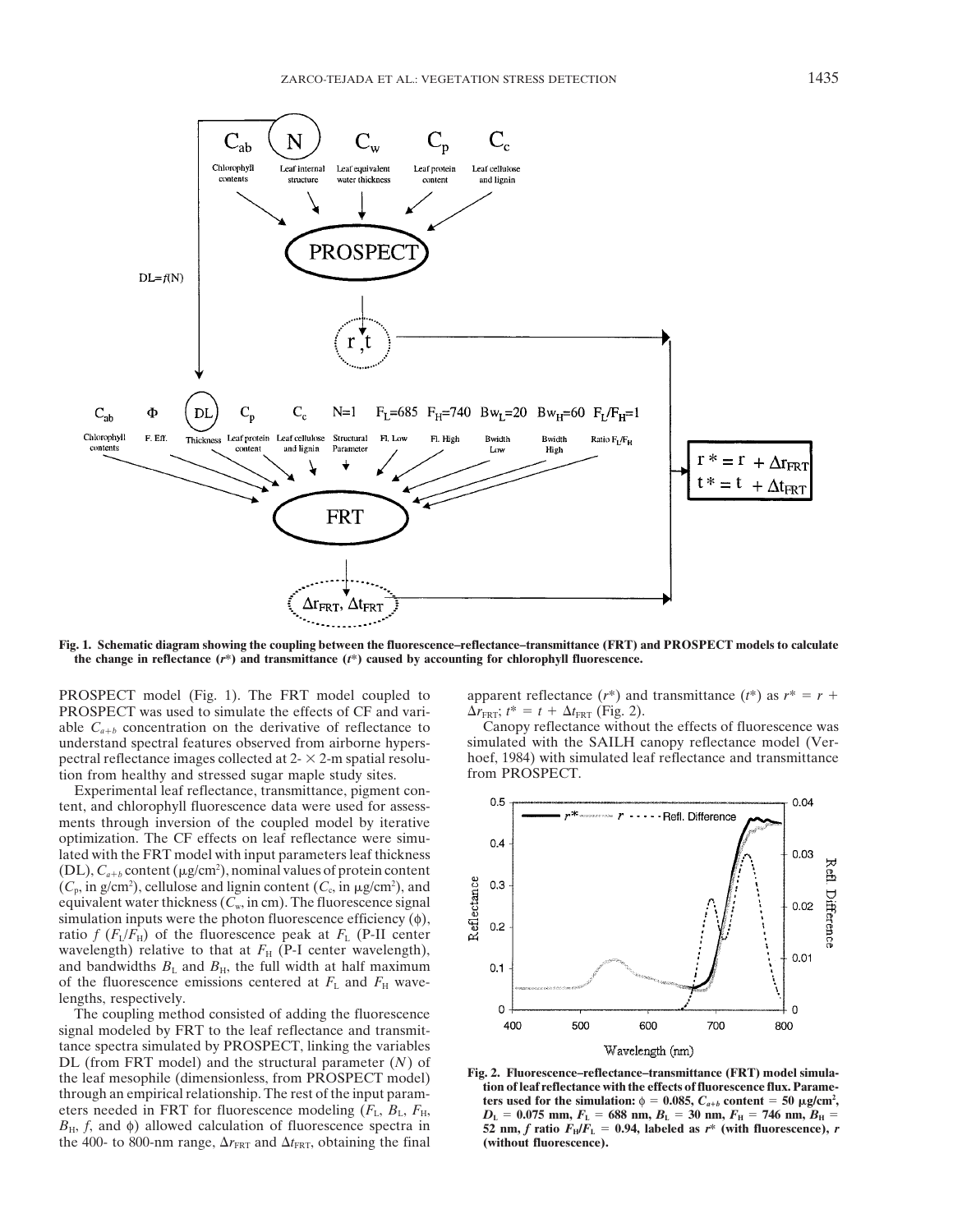Fig. 1. Schematic diagram showing the coupling between the fluorescence–reflectance–transmittance (FRT) and PROSPECT models to calculate the change in reflectance ($r^*$) and transmittance ($t^*$) caused by accounting for chlorophyll fluorescence.

PROSPECT model (Fig. 1). The FRT model coupled to PROSPECT was used to simulate the effects of CF and variable $C_{a+b}$ concentration on the derivative of reflectance to understand spectral features observed from airborne hyperspectral reflectance images collected at 2- × 2-m spatial resolution from healthy and stressed sugar maple study sites.

Experimental leaf reflectance, transmittance, pigment content, and chlorophyll fluorescence data were used for assessments through inversion of the coupled model by iterative optimization. The CF effects on leaf reflectance were simulated with the FRT model with input parameters leaf thickness (DL), $C_{a+b}$ content (μg/cm²), nominal values of protein content ($C_p$, in g/cm²), cellulose and lignin content ($C_c$, in μg/cm²), and equivalent water thickness ($C_w$, in cm). The fluorescence signal simulation inputs were the photon fluorescence efficiency ($\phi$), ratio $f$ ($F_L/F_H$) of the fluorescence peak at $F_L$ (P-II center wavelength) relative to that at $F_H$ (P-I center wavelength), and bandwidths $B_L$ and $B_H$, the full width at half maximum of the fluorescence emissions centered at $F_L$ and $F_H$ wavelengths, respectively.

The coupling method consisted of adding the fluorescence signal modeled by FRT to the leaf reflectance and transmittance spectra simulated by PROSPECT, linking the variables DL (from FRT model) and the structural parameter ($N$) of the leaf mesophile (dimensionless, from PROSPECT model) through an empirical relationship. The rest of the input parameters needed in FRT for fluorescence modeling ($F_L$, $B_L$, $F_H$, $B_H$, $f$, and $\phi$) allowed calculation of fluorescence spectra in the 400- to 800-nm range, $\Delta r_{FRT}$ and $\Delta t_{FRT}$, obtaining the final apparent reflectance ($r^*$) and transmittance ($t^*$) as $r^* = r + \Delta r_{FRT}$; $t^* = t + \Delta t_{FRT}$ (Fig. 2).

Canopy reflectance without the effects of fluorescence was simulated with the SAILH canopy reflectance model (Verhoef, 1984) with simulated leaf reflectance and transmittance from PROSPECT.

Fig. 2. Fluorescence–reflectance–transmittance (FRT) model simulation of leaf reflectance with the effects of fluorescence flux. Parameters used for the simulation: $\phi = 0.085$, $C_{a+b}$ content $= 50$ μg/cm², $D_L = 0.075$ mm, $F_L = 688$ nm, $B_L = 30$ nm, $F_H = 746$ nm, $B_H = 52$ nm, $f$ ratio $F_H/F_L = 0.94$, labeled as $r^*$ (with fluorescence), $r$ (without fluorescence).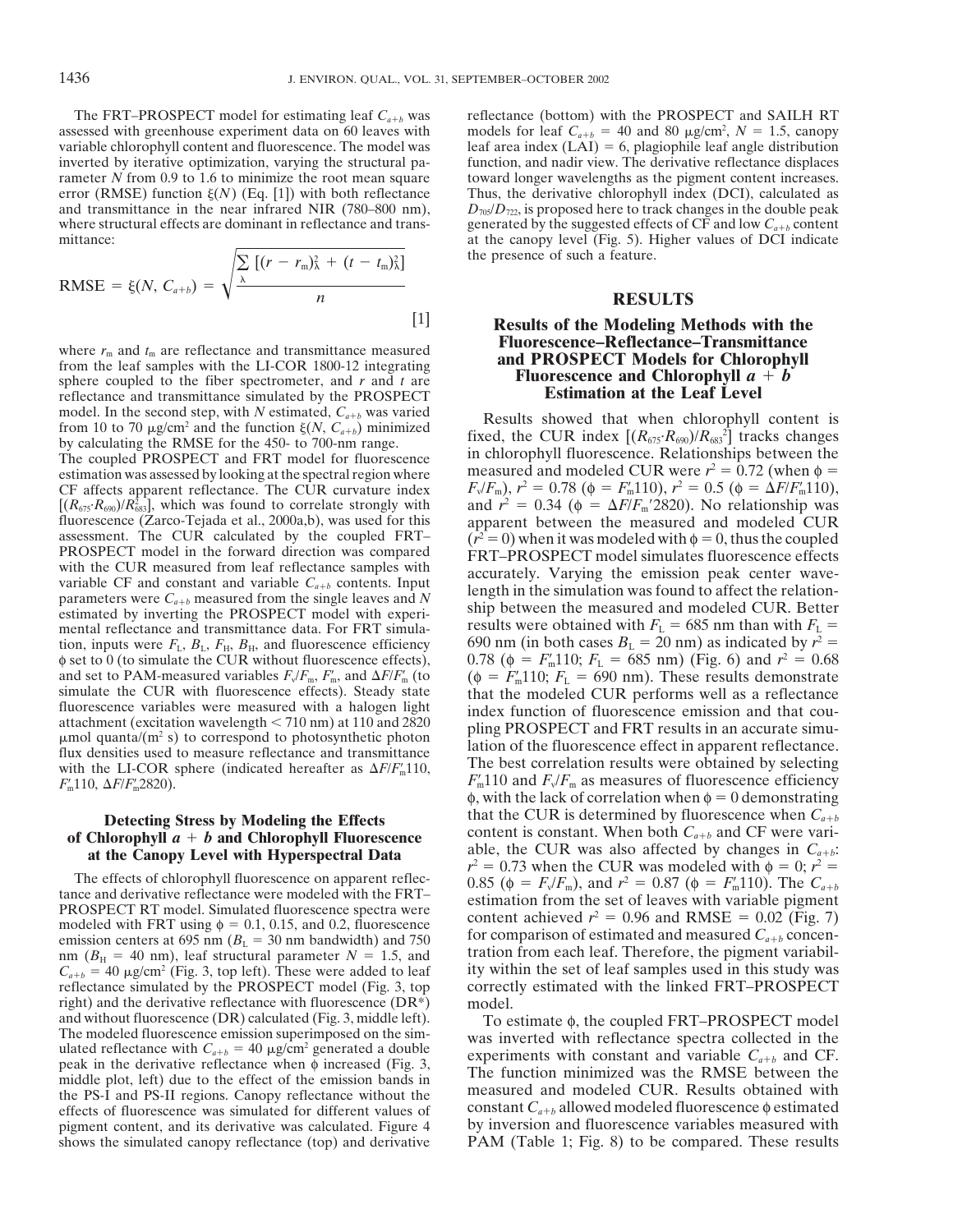The FRT–PROSPECT model for estimating leaf $C_{a+b}$ was assessed with greenhouse experiment data on 60 leaves with variable chlorophyll content and fluorescence. The model was inverted by iterative optimization, varying the structural parameter $N$ from 0.9 to 1.6 to minimize the root mean square error (RMSE) function $\xi(N)$ (Eq. [1]) with both reflectance and transmittance in the near infrared NIR (780–800 nm), where structural effects are dominant in reflectance and transmittance:

$$\text{RMSE} = \xi(N, C_{a+b}) = \sqrt{\frac{\sum_{\lambda} [(r - r_m)^2_\lambda + (t - t_m)^2_\lambda]}{n}} \quad [1]$$

where $r_m$ and $t_m$ are reflectance and transmittance measured from the leaf samples with the LI-COR 1800-12 integrating sphere coupled to the fiber spectrometer, and $r$ and $t$ are reflectance and transmittance simulated by the PROSPECT model. In the second step, with $N$ estimated, $C_{a+b}$ was varied from 10 to 70 μg/cm$^2$ and the function $\xi(N, C_{a+b})$ minimized by calculating the RMSE for the 450- to 700-nm range.

The coupled PROSPECT and FRT model for fluorescence estimation was assessed by looking at the spectral region where CF affects apparent reflectance. The CUR curvature index $[(R_{675} \cdot R_{690})/R^2_{683}]$, which was found to correlate strongly with fluorescence (Zarco-Tejada et al., 2000a,b), was used for this assessment. The CUR calculated by the coupled FRT–PROSPECT model in the forward direction was compared with the CUR measured from leaf reflectance samples with variable CF and constant and variable $C_{a+b}$ contents. Input parameters were $C_{a+b}$ measured from the single leaves and $N$ estimated by inverting the PROSPECT model with experimental reflectance and transmittance data. For FRT simulation, inputs were $F_L$, $B_L$, $F_H$, $B_H$, and fluorescence efficiency $\phi$ set to 0 (to simulate the CUR without fluorescence effects), and set to PAM-measured variables $F_v/F_m$, $F'_m$, and $\Delta F/F'_m$ (to simulate the CUR with fluorescence effects). Steady state fluorescence variables were measured with a halogen light attachment (excitation wavelength < 710 nm) at 110 and 2820 μmol quanta/(m$^2$ s) to correspond to photosynthetic photon flux densities used to measure reflectance and transmittance with the LI-COR sphere (indicated hereafter as $\Delta F/F'_m110$, $F'_m110$, $\Delta F/F'_m2820$).

## Detecting Stress by Modeling the Effects of Chlorophyll *a* + *b* and Chlorophyll Fluorescence at the Canopy Level with Hyperspectral Data

The effects of chlorophyll fluorescence on apparent reflectance and derivative reflectance were modeled with the FRT–PROSPECT RT model. Simulated fluorescence spectra were modeled with FRT using $\phi = 0.1$, 0.15, and 0.2, fluorescence emission centers at 695 nm ($B_L = 30$ nm bandwidth) and 750 nm ($B_H = 40$ nm), leaf structural parameter $N = 1.5$, and $C_{a+b} = 40$ μg/cm$^2$ (Fig. 3, top left). These were added to leaf reflectance simulated by the PROSPECT model (Fig. 3, top right) and the derivative reflectance with fluorescence (DR*) and without fluorescence (DR) calculated (Fig. 3, middle left). The modeled fluorescence emission superimposed on the simulated reflectance with $C_{a+b} = 40$ μg/cm$^2$ generated a double peak in the derivative reflectance when $\phi$ increased (Fig. 3, middle plot, left) due to the effect of the emission bands in the PS-I and PS-II regions. Canopy reflectance without the effects of fluorescence was simulated for different values of pigment content, and its derivative was calculated. Figure 4 shows the simulated canopy reflectance (top) and derivative reflectance (bottom) with the PROSPECT and SAILH RT models for leaf $C_{a+b} = 40$ and 80 μg/cm$^2$, $N = 1.5$, canopy leaf area index (LAI) = 6, plagiophile leaf angle distribution function, and nadir view. The derivative reflectance displaces toward longer wavelengths as the pigment content increases. Thus, the derivative chlorophyll index (DCI), calculated as $D_{705}/D_{722}$, is proposed here to track changes in the double peak generated by the suggested effects of CF and low $C_{a+b}$ content at the canopy level (Fig. 5). Higher values of DCI indicate the presence of such a feature.

# RESULTS

## Results of the Modeling Methods with the Fluorescence–Reflectance–Transmittance and PROSPECT Models for Chlorophyll Fluorescence and Chlorophyll *a* + *b* Estimation at the Leaf Level

Results showed that when chlorophyll content is fixed, the CUR index $[(R_{675} \cdot R_{690})/R_{683}^2]$ tracks changes in chlorophyll fluorescence. Relationships between the measured and modeled CUR were $r^2 = 0.72$ (when $\phi = F_v/F_m$), $r^2 = 0.78$ ($\phi = F'_m110$), $r^2 = 0.5$ ($\phi = \Delta F/F'_m110$), and $r^2 = 0.34$ ($\phi = \Delta F/F_m'2820$). No relationship was apparent between the measured and modeled CUR ($r^2 = 0$) when it was modeled with $\phi = 0$, thus the coupled FRT–PROSPECT model simulates fluorescence effects accurately. Varying the emission peak center wavelength in the simulation was found to affect the relationship between the measured and modeled CUR. Better results were obtained with $F_L = 685$ nm than with $F_L = 690$ nm (in both cases $B_L = 20$ nm) as indicated by $r^2 = 0.78$ ($\phi = F'_m110$; $F_L = 685$ nm) (Fig. 6) and $r^2 = 0.68$ ($\phi = F'_m110$; $F_L = 690$ nm). These results demonstrate that the modeled CUR performs well as a reflectance index function of fluorescence emission and that coupling PROSPECT and FRT results in an accurate simulation of the fluorescence effect in apparent reflectance. The best correlation results were obtained by selecting $F'_m110$ and $F_v/F_m$ as measures of fluorescence efficiency $\phi$, with the lack of correlation when $\phi = 0$ demonstrating that the CUR is determined by fluorescence when $C_{a+b}$ content is constant. When both $C_{a+b}$ and CF were variable, the CUR was also affected by changes in $C_{a+b}$: $r^2 = 0.73$ when the CUR was modeled with $\phi = 0$; $r^2 = 0.85$ ($\phi = F_v/F_m$), and $r^2 = 0.87$ ($\phi = F'_m110$). The $C_{a+b}$ estimation from the set of leaves with variable pigment content achieved $r^2 = 0.96$ and RMSE = 0.02 (Fig. 7) for comparison of estimated and measured $C_{a+b}$ concentration from each leaf. Therefore, the pigment variability within the set of leaf samples used in this study was correctly estimated with the linked FRT–PROSPECT model.

To estimate $\phi$, the coupled FRT–PROSPECT model was inverted with reflectance spectra collected in the experiments with constant and variable $C_{a+b}$ and CF. The function minimized was the RMSE between the measured and modeled CUR. Results obtained with constant $C_{a+b}$ allowed modeled fluorescence $\phi$ estimated by inversion and fluorescence variables measured with PAM (Table 1; Fig. 8) to be compared. These results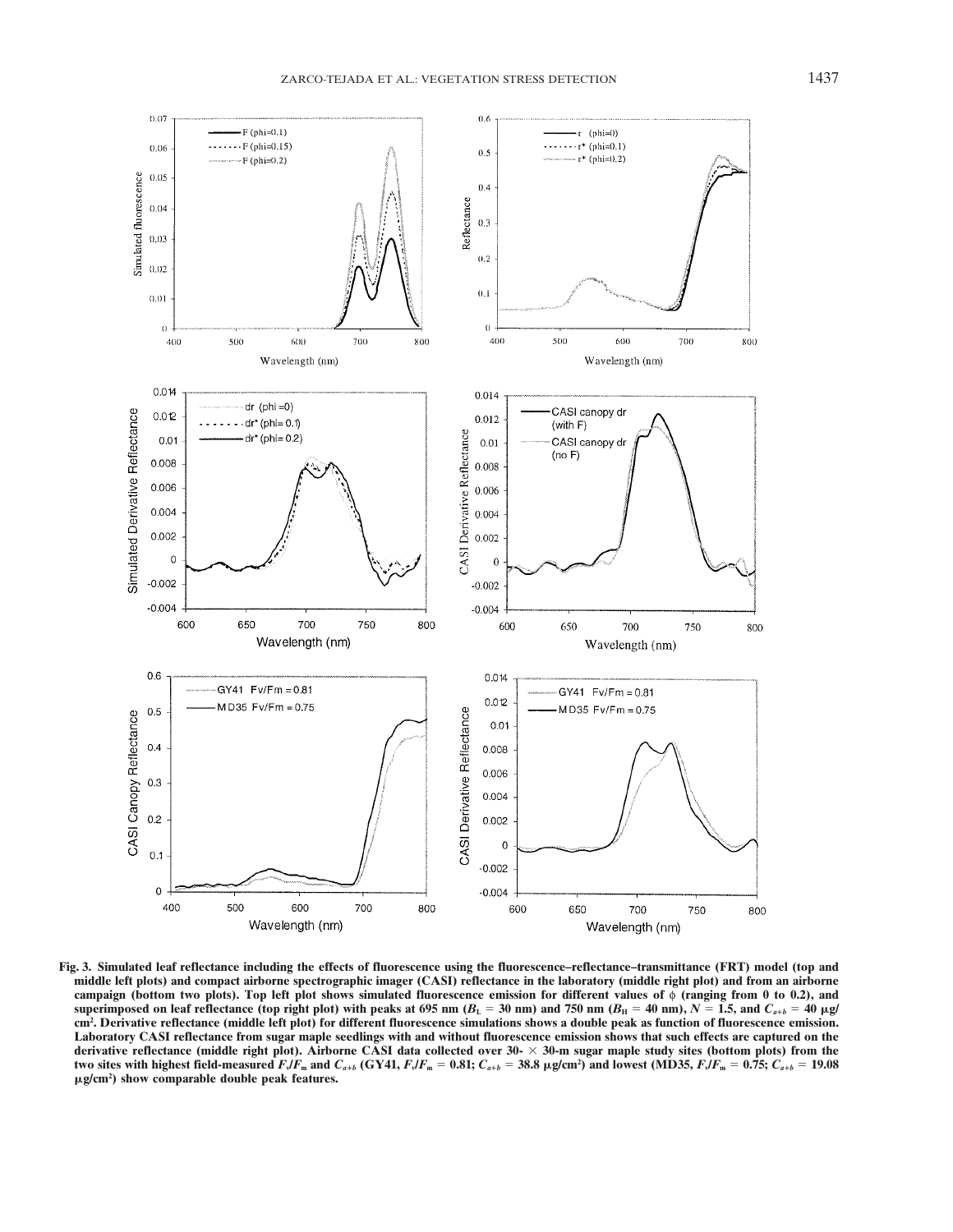Fig. 3. Simulated leaf reflectance including the effects of fluorescence using the fluorescence–reflectance–transmittance (FRT) model (top and middle left plots) and compact airborne spectrographic imager (CASI) reflectance in the laboratory (middle right plot) and from an airborne campaign (bottom two plots). Top left plot shows simulated fluorescence emission for different values of $\phi$ (ranging from 0 to 0.2), and superimposed on leaf reflectance (top right plot) with peaks at 695 nm ($B_L$ = 30 nm) and 750 nm ($B_H$ = 40 nm), $N$ = 1.5, and $C_{a+b}$ = 40 μg/cm². Derivative reflectance (middle left plot) for different fluorescence simulations shows a double peak as function of fluorescence emission. Laboratory CASI reflectance from sugar maple seedlings with and without fluorescence emission shows that such effects are captured on the derivative reflectance (middle right plot). Airborne CASI data collected over 30- × 30-m sugar maple study sites (bottom plots) from the two sites with highest field-measured $F_v/F_m$ and $C_{a+b}$ (GY41, $F_v/F_m$ = 0.81; $C_{a+b}$ = 38.8 μg/cm²) and lowest (MD35, $F_v/F_m$ = 0.75; $C_{a+b}$ = 19.08 μg/cm²) show comparable double peak features.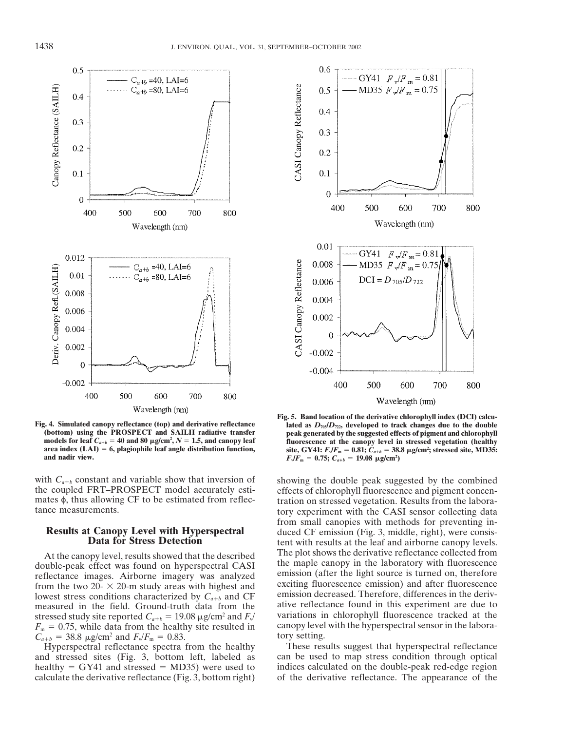Fig. 4. Simulated canopy reflectance (top) and derivative reflectance (bottom) using the PROSPECT and SAILH radiative transfer models for leaf $C_{a+b}$ = 40 and 80 μg/cm², $N$ = 1.5, and canopy leaf area index (LAI) = 6, plagiophile leaf angle distribution function, and nadir view.

Fig. 5. Band location of the derivative chlorophyll index (DCI) calculated as $D_{705}/D_{722}$, developed to track changes due to the double peak generated by the suggested effects of pigment and chlorophyll fluorescence at the canopy level in stressed vegetation (healthy site, GY41: $F_v/F_m$ = 0.81; $C_{a+b}$ = 38.8 μg/cm²; stressed site, MD35: $F_v/F_m$ = 0.75; $C_{a+b}$ = 19.08 μg/cm²)

with $C_{a+b}$ constant and variable show that inversion of the coupled FRT–PROSPECT model accurately estimates $\phi$, thus allowing CF to be estimated from reflectance measurements.

## Results at Canopy Level with Hyperspectral Data for Stress Detection

At the canopy level, results showed that the described double-peak effect was found on hyperspectral CASI reflectance images. Airborne imagery was analyzed from the two 20- × 20-m study areas with highest and lowest stress conditions characterized by $C_{a+b}$ and CF measured in the field. Ground-truth data from the stressed study site reported $C_{a+b}$ = 19.08 μg/cm² and $F_v/F_m$ = 0.75, while data from the healthy site resulted in $C_{a+b}$ = 38.8 μg/cm² and $F_v/F_m$ = 0.83.

Hyperspectral reflectance spectra from the healthy and stressed sites (Fig. 3, bottom left, labeled as healthy = GY41 and stressed = MD35) were used to calculate the derivative reflectance (Fig. 3, bottom right) showing the double peak suggested by the combined effects of chlorophyll fluorescence and pigment concentration on stressed vegetation. Results from the laboratory experiment with the CASI sensor collecting data from small canopies with methods for preventing induced CF emission (Fig. 3, middle, right), were consistent with results at the leaf and airborne canopy levels. The plot shows the derivative reflectance collected from the maple canopy in the laboratory with fluorescence emission (after the light source is turned on, therefore exciting fluorescence emission) and after fluorescence emission decreased. Therefore, differences in the derivative reflectance found in this experiment are due to variations in chlorophyll fluorescence tracked at the canopy level with the hyperspectral sensor in the laboratory setting.

These results suggest that hyperspectral reflectance can be used to map stress condition through optical indices calculated on the double-peak red-edge region of the derivative reflectance. The appearance of the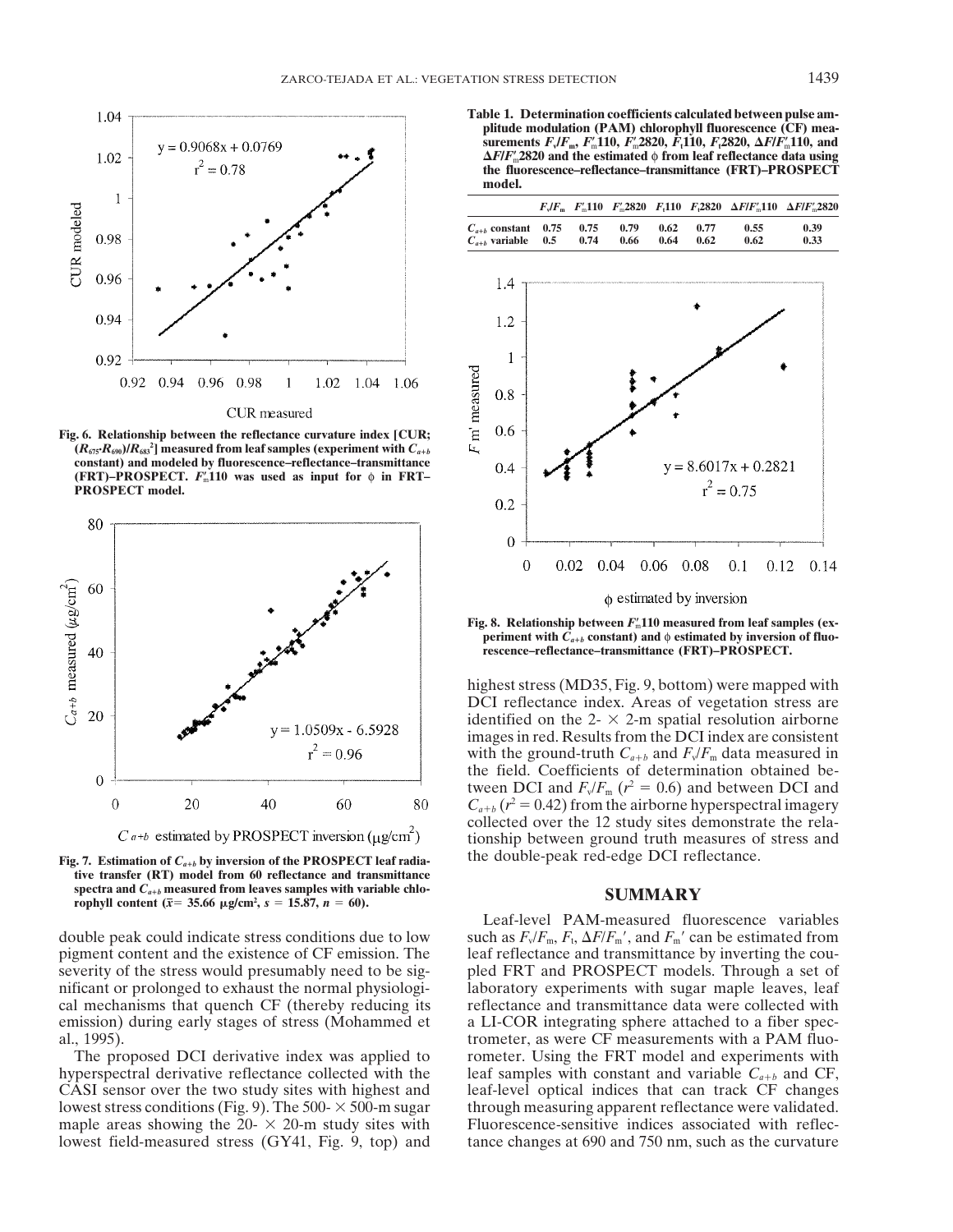Fig. 6. Relationship between the reflectance curvature index [CUR; $(R_{675} \cdot R_{690})/R_{683}^2$] measured from leaf samples (experiment with $C_{a+b}$ constant) and modeled by fluorescence–reflectance–transmittance (FRT)–PROSPECT. $F_m'110$ was used as input for $\phi$ in FRT–PROSPECT model.

Fig. 7. Estimation of $C_{a+b}$ by inversion of the PROSPECT leaf radiative transfer (RT) model from 60 reflectance and transmittance spectra and $C_{a+b}$ measured from leaves samples with variable chlorophyll content ($\bar{x} = 35.66$ μg/cm², $s = 15.87$, $n = 60$).

double peak could indicate stress conditions due to low pigment content and the existence of CF emission. The severity of the stress would presumably need to be significant or prolonged to exhaust the normal physiological mechanisms that quench CF (thereby reducing its emission) during early stages of stress (Mohammed et al., 1995).

The proposed DCI derivative index was applied to hyperspectral derivative reflectance collected with the CASI sensor over the two study sites with highest and lowest stress conditions (Fig. 9). The 500- × 500-m sugar maple areas showing the 20- × 20-m study sites with lowest field-measured stress (GY41, Fig. 9, top) and

**Table 1. Determination coefficients calculated between pulse amplitude modulation (PAM) chlorophyll fluorescence (CF) measurements $F_v/F_m$, $F_m'110$, $F_m'2820$, $F_t110$, $F_t2820$, $\Delta F/F_m'110$, and $\Delta F/F_m'2820$ and the estimated $\phi$ from leaf reflectance data using the fluorescence–reflectance–transmittance (FRT)–PROSPECT model.**

| | $F_v/F_m$ | $F_m'110$ | $F_m'2820$ | $F_t110$ | $F_t2820$ | $\Delta F/F_m'110$ | $\Delta F/F_m'2820$ |
|---|---|---|---|---|---|---|---|
| $C_{a+b}$ constant | 0.75 | 0.75 | 0.79 | 0.62 | 0.77 | 0.55 | 0.39 |
| $C_{a+b}$ variable | 0.5 | 0.74 | 0.66 | 0.64 | 0.62 | 0.62 | 0.33 |

Fig. 8. Relationship between $F_m'110$ measured from leaf samples (experiment with $C_{a+b}$ constant) and $\phi$ estimated by inversion of fluorescence–reflectance–transmittance (FRT)–PROSPECT.

highest stress (MD35, Fig. 9, bottom) were mapped with DCI reflectance index. Areas of vegetation stress are identified on the 2- × 2-m spatial resolution airborne images in red. Results from the DCI index are consistent with the ground-truth $C_{a+b}$ and $F_v/F_m$ data measured in the field. Coefficients of determination obtained between DCI and $F_v/F_m$ ($r^2 = 0.6$) and between DCI and $C_{a+b}$ ($r^2 = 0.42$) from the airborne hyperspectral imagery collected over the 12 study sites demonstrate the relationship between ground truth measures of stress and the double-peak red-edge DCI reflectance.

## SUMMARY

Leaf-level PAM-measured fluorescence variables such as $F_v/F_m$, $F_t$, $\Delta F/F_m'$, and $F_m'$ can be estimated from leaf reflectance and transmittance by inverting the coupled FRT and PROSPECT models. Through a set of laboratory experiments with sugar maple leaves, leaf reflectance and transmittance data were collected with a LI-COR integrating sphere attached to a fiber spectrometer, as were CF measurements with a PAM fluorometer. Using the FRT model and experiments with leaf samples with constant and variable $C_{a+b}$ and CF, leaf-level optical indices that can track CF changes through measuring apparent reflectance were validated. Fluorescence-sensitive indices associated with reflectance changes at 690 and 750 nm, such as the curvature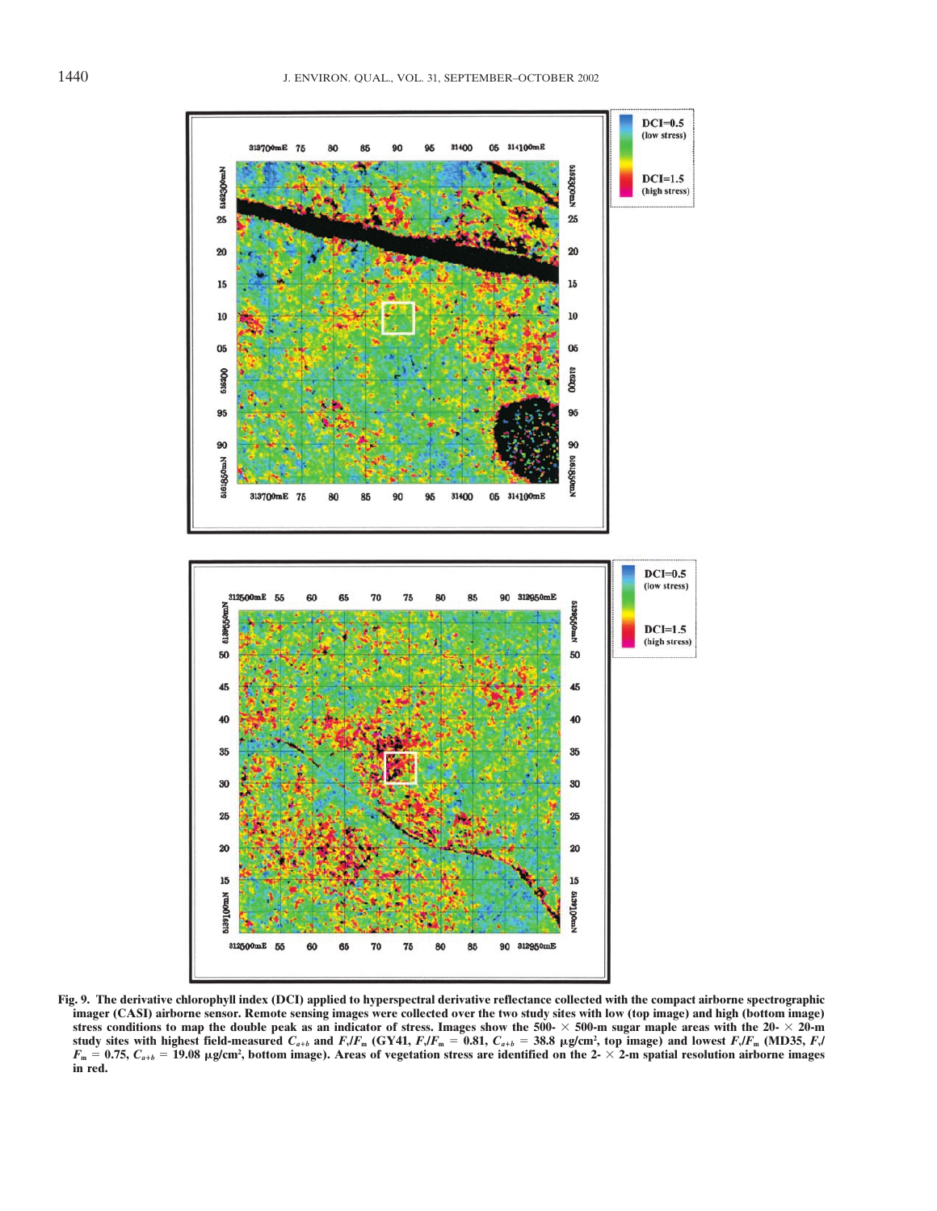Fig. 9. The derivative chlorophyll index (DCI) applied to hyperspectral derivative reflectance collected with the compact airborne spectrographic imager (CASI) airborne sensor. Remote sensing images were collected over the two study sites with low (top image) and high (bottom image) stress conditions to map the double peak as an indicator of stress. Images show the 500- × 500-m sugar maple areas with the 20- × 20-m study sites with highest field-measured $C_{a+b}$ and $F_v/F_m$ (GY41, $F_v/F_m$ = 0.81, $C_{a+b}$ = 38.8 μg/cm², top image) and lowest $F_v/F_m$ (MD35, $F_v/F_m$ = 0.75, $C_{a+b}$ = 19.08 μg/cm², bottom image). Areas of vegetation stress are identified on the 2- × 2-m spatial resolution airborne images in red.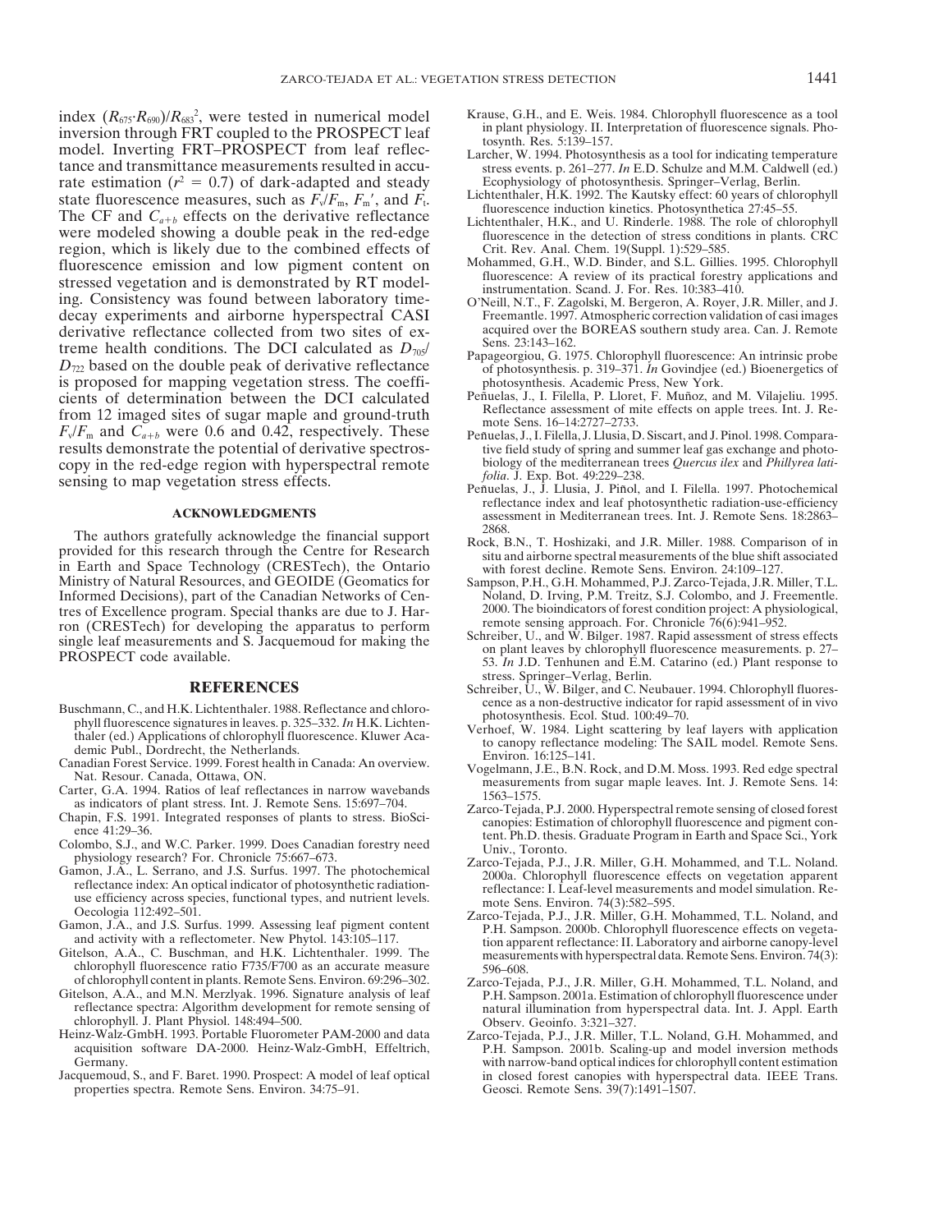index $(R_{675} \cdot R_{690})/R_{683}^2$, were tested in numerical model inversion through FRT coupled to the PROSPECT leaf model. Inverting FRT–PROSPECT from leaf reflectance and transmittance measurements resulted in accurate estimation ($r^2 = 0.7$) of dark-adapted and steady state fluorescence measures, such as $F_v/F_m$, $F_m'$, and $F_t$. The CF and $C_{a+b}$ effects on the derivative reflectance were modeled showing a double peak in the red-edge region, which is likely due to the combined effects of fluorescence emission and low pigment content on stressed vegetation and is demonstrated by RT modeling. Consistency was found between laboratory time-decay experiments and airborne hyperspectral CASI derivative reflectance collected from two sites of extreme health conditions. The DCI calculated as $D_{705}/D_{722}$ based on the double peak of derivative reflectance is proposed for mapping vegetation stress. The coefficients of determination between the DCI calculated from 12 imaged sites of sugar maple and ground-truth $F_v/F_m$ and $C_{a+b}$ were 0.6 and 0.42, respectively. These results demonstrate the potential of derivative spectroscopy in the red-edge region with hyperspectral remote sensing to map vegetation stress effects.

## ACKNOWLEDGMENTS

The authors gratefully acknowledge the financial support provided for this research through the Centre for Research in Earth and Space Technology (CRESTech), the Ontario Ministry of Natural Resources, and GEOIDE (Geomatics for Informed Decisions), part of the Canadian Networks of Centres of Excellence program. Special thanks are due to J. Harron (CRESTech) for developing the apparatus to perform single leaf measurements and S. Jacquemoud for making the PROSPECT code available.

## REFERENCES

Buschmann, C., and H.K. Lichtenthaler. 1988. Reflectance and chlorophyll fluorescence signatures in leaves. p. 325–332. *In* H.K. Lichtenthaler (ed.) Applications of chlorophyll fluorescence. Kluwer Academic Publ., Dordrecht, the Netherlands.

Canadian Forest Service. 1999. Forest health in Canada: An overview. Nat. Resour. Canada, Ottawa, ON.

Carter, G.A. 1994. Ratios of leaf reflectances in narrow wavebands as indicators of plant stress. Int. J. Remote Sens. 15:697–704.

Chapin, F.S. 1991. Integrated responses of plants to stress. BioScience 41:29–36.

Colombo, S.J., and W.C. Parker. 1999. Does Canadian forestry need physiology research? For. Chronicle 75:667–673.

Gamon, J.A., L. Serrano, and J.S. Surfus. 1997. The photochemical reflectance index: An optical indicator of photosynthetic radiation-use efficiency across species, functional types, and nutrient levels. Oecologia 112:492–501.

Gamon, J.A., and J.S. Surfus. 1999. Assessing leaf pigment content and activity with a reflectometer. New Phytol. 143:105–117.

Gitelson, A.A., C. Buschman, and H.K. Lichtenthaler. 1999. The chlorophyll fluorescence ratio F735/F700 as an accurate measure of chlorophyll content in plants. Remote Sens. Environ. 69:296–302.

Gitelson, A.A., and M.N. Merzlyak. 1996. Signature analysis of leaf reflectance spectra: Algorithm development for remote sensing of chlorophyll. J. Plant Physiol. 148:494–500.

Heinz-Walz-GmbH. 1993. Portable Fluorometer PAM-2000 and data acquisition software DA-2000. Heinz-Walz-GmbH, Effeltrich, Germany.

Jacquemoud, S., and F. Baret. 1990. Prospect: A model of leaf optical properties spectra. Remote Sens. Environ. 34:75–91.

Krause, G.H., and E. Weis. 1984. Chlorophyll fluorescence as a tool in plant physiology. II. Interpretation of fluorescence signals. Photosynth. Res. 5:139–157.

Larcher, W. 1994. Photosynthesis as a tool for indicating temperature stress events. p. 261–277. *In* E.D. Schulze and M.M. Caldwell (ed.) Ecophysiology of photosynthesis. Springer–Verlag, Berlin.

Lichtenthaler, H.K. 1992. The Kautsky effect: 60 years of chlorophyll fluorescence induction kinetics. Photosynthetica 27:45–55.

Lichtenthaler, H.K., and U. Rinderle. 1988. The role of chlorophyll fluorescence in the detection of stress conditions in plants. CRC Crit. Rev. Anal. Chem. 19(Suppl. 1):529–585.

Mohammed, G.H., W.D. Binder, and S.L. Gillies. 1995. Chlorophyll fluorescence: A review of its practical forestry applications and instrumentation. Scand. J. For. Res. 10:383–410.

O'Neill, N.T., F. Zagolski, M. Bergeron, A. Royer, J.R. Miller, and J. Freemantle. 1997. Atmospheric correction validation of casi images acquired over the BOREAS southern study area. Can. J. Remote Sens. 23:143–162.

Papageorgiou, G. 1975. Chlorophyll fluorescence: An intrinsic probe of photosynthesis. p. 319–371. *In* Govindjee (ed.) Bioenergetics of photosynthesis. Academic Press, New York.

Peñuelas, J., I. Filella, P. Lloret, F. Muñoz, and M. Vilajeliu. 1995. Reflectance assessment of mite effects on apple trees. Int. J. Remote Sens. 16–14:2727–2733.

Peñuelas, J., I. Filella, J. Llusia, D. Siscart, and J. Pinol. 1998. Comparative field study of spring and summer leaf gas exchange and photobiology of the mediterranean trees *Quercus ilex* and *Phillyrea latifolia*. J. Exp. Bot. 49:229–238.

Peñuelas, J., J. Llusia, J. Piñol, and I. Filella. 1997. Photochemical reflectance index and leaf photosynthetic radiation-use-efficiency assessment in Mediterranean trees. Int. J. Remote Sens. 18:2863–2868.

Rock, B.N., T. Hoshizaki, and J.R. Miller. 1988. Comparison of in situ and airborne spectral measurements of the blue shift associated with forest decline. Remote Sens. Environ. 24:109–127.

Sampson, P.H., G.H. Mohammed, P.J. Zarco-Tejada, J.R. Miller, T.L. Noland, D. Irving, P.M. Treitz, S.J. Colombo, and J. Freemantle. 2000. The bioindicators of forest condition project: A physiological, remote sensing approach. For. Chronicle 76(6):941–952.

Schreiber, U., and W. Bilger. 1987. Rapid assessment of stress effects on plant leaves by chlorophyll fluorescence measurements. p. 27–53. *In* J.D. Tenhunen and E.M. Catarino (ed.) Plant response to stress. Springer–Verlag, Berlin.

Schreiber, U., W. Bilger, and C. Neubauer. 1994. Chlorophyll fluorescence as a non-destructive indicator for rapid assessment of in vivo photosynthesis. Ecol. Stud. 100:49–70.

Verhoef, W. 1984. Light scattering by leaf layers with application to canopy reflectance modeling: The SAIL model. Remote Sens. Environ. 16:125–141.

Vogelmann, J.E., B.N. Rock, and D.M. Moss. 1993. Red edge spectral measurements from sugar maple leaves. Int. J. Remote Sens. 14:1563–1575.

Zarco-Tejada, P.J. 2000. Hyperspectral remote sensing of closed forest canopies: Estimation of chlorophyll fluorescence and pigment content. Ph.D. thesis. Graduate Program in Earth and Space Sci., York Univ., Toronto.

Zarco-Tejada, P.J., J.R. Miller, G.H. Mohammed, and T.L. Noland. 2000a. Chlorophyll fluorescence effects on vegetation apparent reflectance: I. Leaf-level measurements and model simulation. Remote Sens. Environ. 74(3):582–595.

Zarco-Tejada, P.J., J.R. Miller, G.H. Mohammed, T.L. Noland, and P.H. Sampson. 2000b. Chlorophyll fluorescence effects on vegetation apparent reflectance: II. Laboratory and airborne canopy-level measurements with hyperspectral data. Remote Sens. Environ. 74(3):596–608.

Zarco-Tejada, P.J., J.R. Miller, G.H. Mohammed, T.L. Noland, and P.H. Sampson. 2001a. Estimation of chlorophyll fluorescence under natural illumination from hyperspectral data. Int. J. Appl. Earth Observ. Geoinfo. 3:321–327.

Zarco-Tejada, P.J., J.R. Miller, T.L. Noland, G.H. Mohammed, and P.H. Sampson. 2001b. Scaling-up and model inversion methods with narrow-band optical indices for chlorophyll content estimation in closed forest canopies with hyperspectral data. IEEE Trans. Geosci. Remote Sens. 39(7):1491–1507.